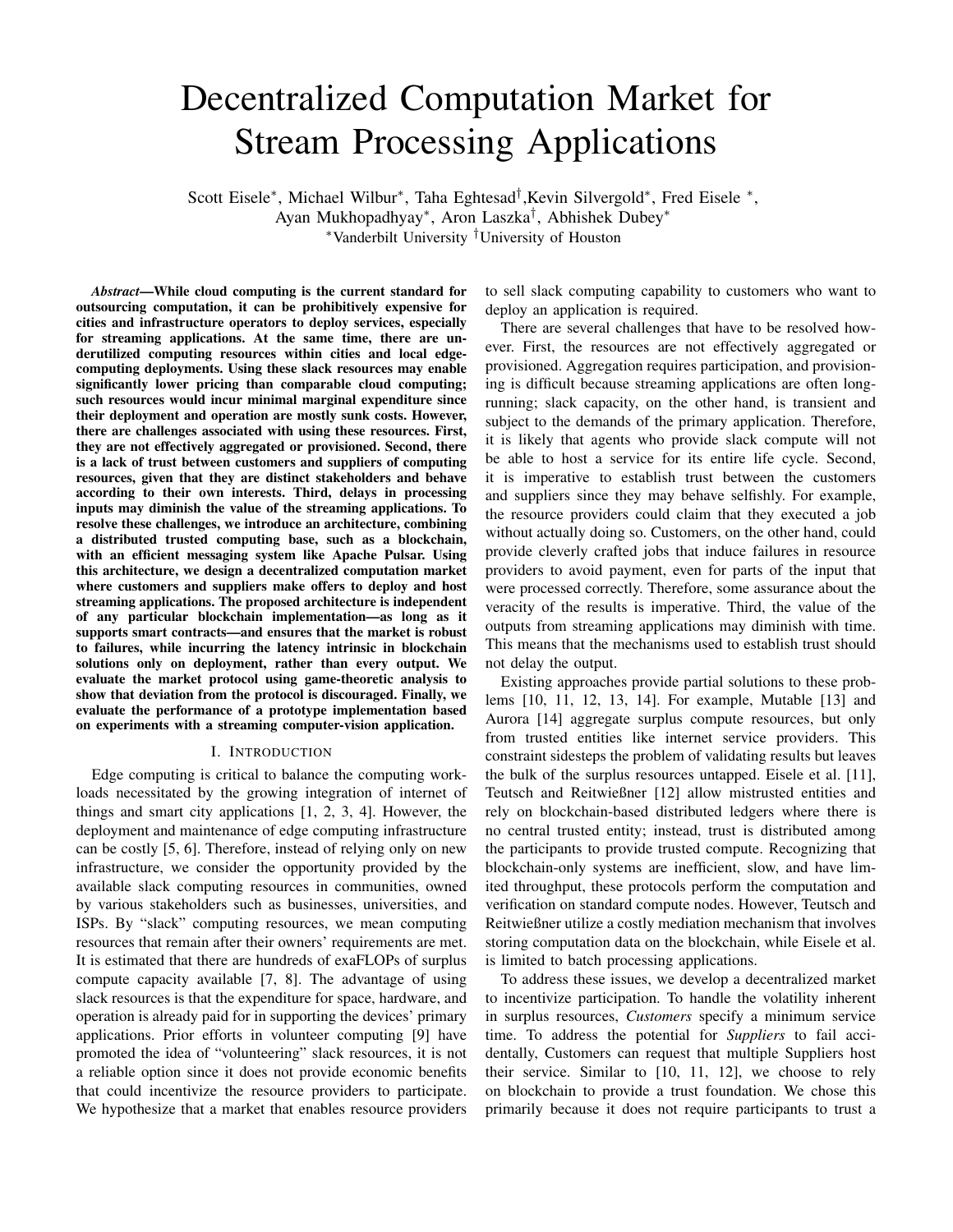# Decentralized Computation Market for Stream Processing Applications

Scott Eisele*, Michael Wilbur*, Taha Eghtesad†, Kevin Silvergold*, Fred Eisele *, Ayan Mukhopadhyay*, Aron Laszka†, Abhishek Dubey*

*Vanderbilt University †University of Houston

***Abstract*—While cloud computing is the current standard for outsourcing computation, it can be prohibitively expensive for cities and infrastructure operators to deploy services, especially for streaming applications. At the same time, there are underutilized computing resources within cities and local edge-computing deployments. Using these slack resources may enable significantly lower pricing than comparable cloud computing; such resources would incur minimal marginal expenditure since their deployment and operation are mostly sunk costs. However, there are challenges associated with using these resources. First, they are not effectively aggregated or provisioned. Second, there is a lack of trust between customers and suppliers of computing resources, given that they are distinct stakeholders and behave according to their own interests. Third, delays in processing inputs may diminish the value of the streaming applications. To resolve these challenges, we introduce an architecture, combining a distributed trusted computing base, such as a blockchain, with an efficient messaging system like Apache Pulsar. Using this architecture, we design a decentralized computation market where customers and suppliers make offers to deploy and host streaming applications. The proposed architecture is independent of any particular blockchain implementation—as long as it supports smart contracts—and ensures that the market is robust to failures, while incurring the latency intrinsic in blockchain solutions only on deployment, rather than every output. We evaluate the market protocol using game-theoretic analysis to show that deviation from the protocol is discouraged. Finally, we evaluate the performance of a prototype implementation based on experiments with a streaming computer-vision application.**

## I. Introduction

Edge computing is critical to balance the computing workloads necessitated by the growing integration of internet of things and smart city applications [1, 2, 3, 4]. However, the deployment and maintenance of edge computing infrastructure can be costly [5, 6]. Therefore, instead of relying only on new infrastructure, we consider the opportunity provided by the available slack computing resources in communities, owned by various stakeholders such as businesses, universities, and ISPs. By "slack" computing resources, we mean computing resources that remain after their owners' requirements are met. It is estimated that there are hundreds of exaFLOPs of surplus compute capacity available [7, 8]. The advantage of using slack resources is that the expenditure for space, hardware, and operation is already paid for in supporting the devices' primary applications. Prior efforts in volunteer computing [9] have promoted the idea of "volunteering" slack resources, it is not a reliable option since it does not provide economic benefits that could incentivize the resource providers to participate. We hypothesize that a market that enables resource providers to sell slack computing capability to customers who want to deploy an application is required.

There are several challenges that have to be resolved however. First, the resources are not effectively aggregated or provisioned. Aggregation requires participation, and provisioning is difficult because streaming applications are often long-running; slack capacity, on the other hand, is transient and subject to the demands of the primary application. Therefore, it is likely that agents who provide slack compute will not be able to host a service for its entire life cycle. Second, it is imperative to establish trust between the customers and suppliers since they may behave selfishly. For example, the resource providers could claim that they executed a job without actually doing so. Customers, on the other hand, could provide cleverly crafted jobs that induce failures in resource providers to avoid payment, even for parts of the input that were processed correctly. Therefore, some assurance about the veracity of the results is imperative. Third, the value of the outputs from streaming applications may diminish with time. This means that the mechanisms used to establish trust should not delay the output.

Existing approaches provide partial solutions to these problems [10, 11, 12, 13, 14]. For example, Mutable [13] and Aurora [14] aggregate surplus compute resources, but only from trusted entities like internet service providers. This constraint sidesteps the problem of validating results but leaves the bulk of the surplus resources untapped. Eisele et al. [11], Teutsch and Reitwießner [12] allow mistrusted entities and rely on blockchain-based distributed ledgers where there is no central trusted entity; instead, trust is distributed among the participants to provide trusted compute. Recognizing that blockchain-only systems are inefficient, slow, and have limited throughput, these protocols perform the computation and verification on standard compute nodes. However, Teutsch and Reitwießner utilize a costly mediation mechanism that involves storing computation data on the blockchain, while Eisele et al. is limited to batch processing applications.

To address these issues, we develop a decentralized market to incentivize participation. To handle the volatility inherent in surplus resources, *Customers* specify a minimum service time. To address the potential for *Suppliers* to fail accidentally, Customers can request that multiple Suppliers host their service. Similar to [10, 11, 12], we choose to rely on blockchain to provide a trust foundation. We chose this primarily because it does not require participants to trust a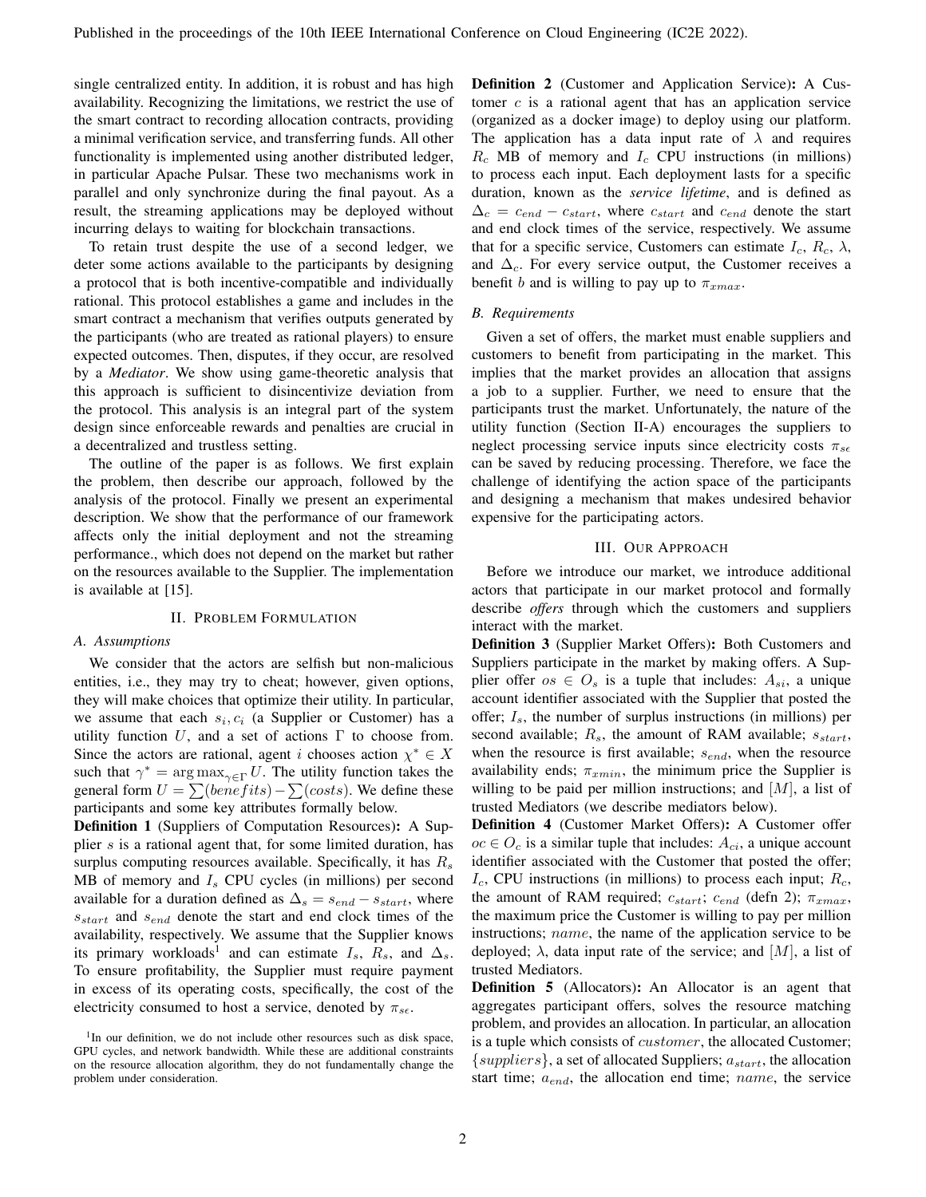single centralized entity. In addition, it is robust and has high availability. Recognizing the limitations, we restrict the use of the smart contract to recording allocation contracts, providing a minimal verification service, and transferring funds. All other functionality is implemented using another distributed ledger, in particular Apache Pulsar. These two mechanisms work in parallel and only synchronize during the final payout. As a result, the streaming applications may be deployed without incurring delays to waiting for blockchain transactions.

To retain trust despite the use of a second ledger, we deter some actions available to the participants by designing a protocol that is both incentive-compatible and individually rational. This protocol establishes a game and includes in the smart contract a mechanism that verifies outputs generated by the participants (who are treated as rational players) to ensure expected outcomes. Then, disputes, if they occur, are resolved by a *Mediator*. We show using game-theoretic analysis that this approach is sufficient to disincentivize deviation from the protocol. This analysis is an integral part of the system design since enforceable rewards and penalties are crucial in a decentralized and trustless setting.

The outline of the paper is as follows. We first explain the problem, then describe our approach, followed by the analysis of the protocol. Finally we present an experimental description. We show that the performance of our framework affects only the initial deployment and not the streaming performance., which does not depend on the market but rather on the resources available to the Supplier. The implementation is available at [15].

## II. Problem Formulation

### A. Assumptions

We consider that the actors are selfish but non-malicious entities, i.e., they may try to cheat; however, given options, they will make choices that optimize their utility. In particular, we assume that each $s_i, c_i$ (a Supplier or Customer) has a utility function $U$, and a set of actions $\Gamma$ to choose from. Since the actors are rational, agent $i$ chooses action $\chi^* \in X$ such that $\gamma^* = \arg\max_{\gamma \in \Gamma} U$. The utility function takes the general form $U = \sum(benefits) - \sum(costs)$. We define these participants and some key attributes formally below.

**Definition 1** (Suppliers of Computation Resources)**:** A Supplier $s$ is a rational agent that, for some limited duration, has surplus computing resources available. Specifically, it has $R_s$ MB of memory and $I_s$ CPU cycles (in millions) per second available for a duration defined as $\Delta_s = s_{end} - s_{start}$, where $s_{start}$ and $s_{end}$ denote the start and end clock times of the availability, respectively. We assume that the Supplier knows its primary workloads[1] and can estimate $I_s$, $R_s$, and $\Delta_s$. To ensure profitability, the Supplier must require payment in excess of its operating costs, specifically, the cost of the electricity consumed to host a service, denoted by $\pi_{s\epsilon}$.

[1] In our definition, we do not include other resources such as disk space, GPU cycles, and network bandwidth. While these are additional constraints on the resource allocation algorithm, they do not fundamentally change the problem under consideration.

**Definition 2** (Customer and Application Service)**:** A Customer $c$ is a rational agent that has an application service (organized as a docker image) to deploy using our platform. The application has a data input rate of $\lambda$ and requires $R_c$ MB of memory and $I_c$ CPU instructions (in millions) to process each input. Each deployment lasts for a specific duration, known as the *service lifetime*, and is defined as $\Delta_c = c_{end} - c_{start}$, where $c_{start}$ and $c_{end}$ denote the start and end clock times of the service, respectively. We assume that for a specific service, Customers can estimate $I_c$, $R_c$, $\lambda$, and $\Delta_c$. For every service output, the Customer receives a benefit $b$ and is willing to pay up to $\pi_{xmax}$.

### B. Requirements

Given a set of offers, the market must enable suppliers and customers to benefit from participating in the market. This implies that the market provides an allocation that assigns a job to a supplier. Further, we need to ensure that the participants trust the market. Unfortunately, the nature of the utility function (Section II-A) encourages the suppliers to neglect processing service inputs since electricity costs $\pi_{s\epsilon}$ can be saved by reducing processing. Therefore, we face the challenge of identifying the action space of the participants and designing a mechanism that makes undesired behavior expensive for the participating actors.

## III. Our Approach

Before we introduce our market, we introduce additional actors that participate in our market protocol and formally describe *offers* through which the customers and suppliers interact with the market.

**Definition 3** (Supplier Market Offers)**:** Both Customers and Suppliers participate in the market by making offers. A Supplier offer $os \in O_s$ is a tuple that includes: $A_{si}$, a unique account identifier associated with the Supplier that posted the offer; $I_s$, the number of surplus instructions (in millions) per second available; $R_s$, the amount of RAM available; $s_{start}$, when the resource is first available; $s_{end}$, when the resource availability ends; $\pi_{xmin}$, the minimum price the Supplier is willing to be paid per million instructions; and $[M]$, a list of trusted Mediators (we describe mediators below).

**Definition 4** (Customer Market Offers)**:** A Customer offer $oc \in O_c$ is a similar tuple that includes: $A_{ci}$, a unique account identifier associated with the Customer that posted the offer; $I_c$, CPU instructions (in millions) to process each input; $R_c$, the amount of RAM required; $c_{start}$; $c_{end}$ (defn 2); $\pi_{xmax}$, the maximum price the Customer is willing to pay per million instructions; $name$, the name of the application service to be deployed; $\lambda$, data input rate of the service; and $[M]$, a list of trusted Mediators.

**Definition 5** (Allocators)**:** An Allocator is an agent that aggregates participant offers, solves the resource matching problem, and provides an allocation. In particular, an allocation is a tuple which consists of $customer$, the allocated Customer; $\{suppliers\}$, a set of allocated Suppliers; $a_{start}$, the allocation start time; $a_{end}$, the allocation end time; $name$, the service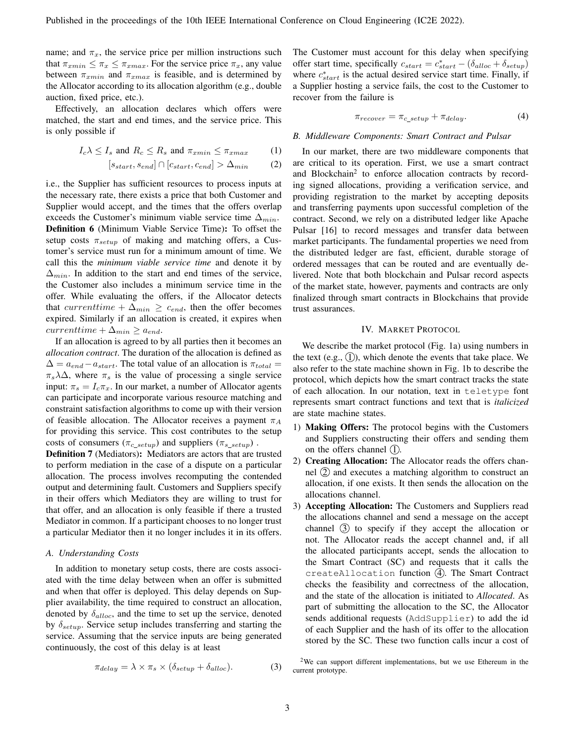name; and $\pi_x$, the service price per million instructions such that $\pi_{xmin} \leq \pi_x \leq \pi_{xmax}$. For the service price $\pi_x$, any value between $\pi_{xmin}$ and $\pi_{xmax}$ is feasible, and is determined by the Allocator according to its allocation algorithm (e.g., double auction, fixed price, etc.).

Effectively, an allocation declares which offers were matched, the start and end times, and the service price. This is only possible if

$$I_c\lambda \leq I_s \text{ and } R_c \leq R_s \text{ and } \pi_{xmin} \leq \pi_{xmax} \tag{1}$$

$$[s_{start}, s_{end}] \cap [c_{start}, c_{end}] > \Delta_{min} \tag{2}$$

i.e., the Supplier has sufficient resources to process inputs at the necessary rate, there exists a price that both Customer and Supplier would accept, and the times that the offers overlap exceeds the Customer's minimum viable service time $\Delta_{min}$.

**Definition 6** (Minimum Viable Service Time)**:** To offset the setup costs $\pi_{setup}$ of making and matching offers, a Customer's service must run for a minimum amount of time. We call this the *minimum viable service time* and denote it by $\Delta_{min}$. In addition to the start and end times of the service, the Customer also includes a minimum service time in the offer. While evaluating the offers, if the Allocator detects that $currenttime + \Delta_{min} \geq c_{end}$, then the offer becomes expired. Similarly if an allocation is created, it expires when $currenttime + \Delta_{min} \geq a_{end}$.

If an allocation is agreed to by all parties then it becomes an *allocation contract*. The duration of the allocation is defined as $\Delta = a_{end} - a_{start}$. The total value of an allocation is $\pi_{total} = \pi_s \lambda \Delta$, where $\pi_s$ is the value of processing a single service input: $\pi_s = I_c \pi_x$. In our market, a number of Allocator agents can participate and incorporate various resource matching and constraint satisfaction algorithms to come up with their version of feasible allocation. The Allocator receives a payment $\pi_A$ for providing this service. This cost contributes to the setup costs of consumers ($\pi_{c\_setup}$) and suppliers ($\pi_{s\_setup}$) .

**Definition 7** (Mediators)**:** Mediators are actors that are trusted to perform mediation in the case of a dispute on a particular allocation. The process involves recomputing the contended output and determining fault. Customers and Suppliers specify in their offers which Mediators they are willing to trust for that offer, and an allocation is only feasible if there a trusted Mediator in common. If a participant chooses to no longer trust a particular Mediator then it no longer includes it in its offers.

### A. Understanding Costs

In addition to monetary setup costs, there are costs associated with the time delay between when an offer is submitted and when that offer is deployed. This delay depends on Supplier availability, the time required to construct an allocation, denoted by $\delta_{alloc}$, and the time to set up the service, denoted by $\delta_{setup}$. Service setup includes transferring and starting the service. Assuming that the service inputs are being generated continuously, the cost of this delay is at least

$$\pi_{delay} = \lambda \times \pi_s \times (\delta_{setup} + \delta_{alloc}). \tag{3}$$

The Customer must account for this delay when specifying offer start time, specifically $c_{start} = c^*_{start} - (\delta_{alloc} + \delta_{setup})$ where $c^*_{start}$ is the actual desired service start time. Finally, if a Supplier hosting a service fails, the cost to the Customer to recover from the failure is

$$\pi_{recover} = \pi_{c\_setup} + \pi_{delay}. \tag{4}$$

### B. Middleware Components: Smart Contract and Pulsar

In our market, there are two middleware components that are critical to its operation. First, we use a smart contract and Blockchain[2] to enforce allocation contracts by recording signed allocations, providing a verification service, and providing registration to the market by accepting deposits and transferring payments upon successful completion of the contract. Second, we rely on a distributed ledger like Apache Pulsar [16] to record messages and transfer data between market participants. The fundamental properties we need from the distributed ledger are fast, efficient, durable storage of ordered messages that can be routed and are eventually delivered. Note that both blockchain and Pulsar record aspects of the market state, however, payments and contracts are only finalized through smart contracts in Blockchains that provide trust assurances.

## IV. Market Protocol

We describe the market protocol (Fig. 1a) using numbers in the text (e.g., ①), which denote the events that take place. We also refer to the state machine shown in Fig. 1b to describe the protocol, which depicts how the smart contract tracks the state of each allocation. In our notation, text in `teletype` font represents smart contract functions and text that is *italicized* are state machine states.

1) **Making Offers:** The protocol begins with the Customers and Suppliers constructing their offers and sending them on the offers channel ①.
2) **Creating Allocation:** The Allocator reads the offers channel ② and executes a matching algorithm to construct an allocation, if one exists. It then sends the allocation on the allocations channel.
3) **Accepting Allocation:** The Customers and Suppliers read the allocations channel and send a message on the accept channel ③ to specify if they accept the allocation or not. The Allocator reads the accept channel and, if all the allocated participants accept, sends the allocation to the Smart Contract (SC) and requests that it calls the `createAllocation` function ④. The Smart Contract checks the feasibility and correctness of the allocation, and the state of the allocation is initiated to *Allocated*. As part of submitting the allocation to the SC, the Allocator sends additional requests (`AddSupplier`) to add the id of each Supplier and the hash of its offer to the allocation stored by the SC. These two function calls incur a cost of

[2] We can support different implementations, but we use Ethereum in the current prototype.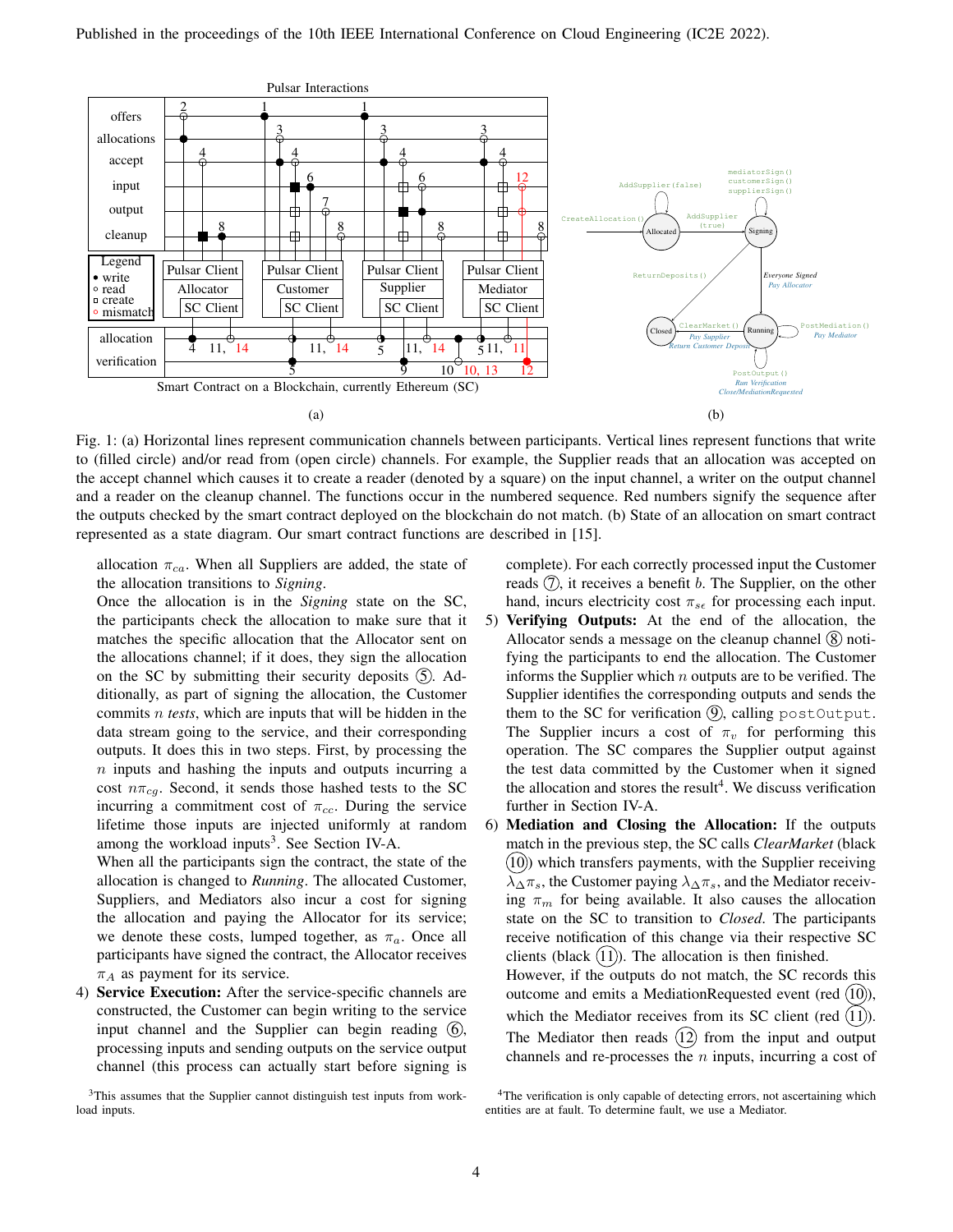Published in the proceedings of the 10th IEEE International Conference on Cloud Engineering (IC2E 2022).

Fig. 1: (a) Horizontal lines represent communication channels between participants. Vertical lines represent functions that write to (filled circle) and/or read from (open circle) channels. For example, the Supplier reads that an allocation was accepted on the accept channel which causes it to create a reader (denoted by a square) on the input channel, a writer on the output channel and a reader on the cleanup channel. The functions occur in the numbered sequence. Red numbers signify the sequence after the outputs checked by the smart contract deployed on the blockchain do not match. (b) State of an allocation on smart contract represented as a state diagram. Our smart contract functions are described in [15].

allocation $\pi_{ca}$. When all Suppliers are added, the state of the allocation transitions to *Signing*.

Once the allocation is in the *Signing* state on the SC, the participants check the allocation to make sure that it matches the specific allocation that the Allocator sent on the allocations channel; if it does, they sign the allocation on the SC by submitting their security deposits ⑤. Additionally, as part of signing the allocation, the Customer commits $n$ *tests*, which are inputs that will be hidden in the data stream going to the service, and their corresponding outputs. It does this in two steps. First, by processing the $n$ inputs and hashing the inputs and outputs incurring a cost $n\pi_{cg}$. Second, it sends those hashed tests to the SC incurring a commitment cost of $\pi_{cc}$. During the service lifetime those inputs are injected uniformly at random among the workload inputs[3]. See Section IV-A.

When all the participants sign the contract, the state of the allocation is changed to *Running*. The allocated Customer, Suppliers, and Mediators also incur a cost for signing the allocation and paying the Allocator for its service; we denote these costs, lumped together, as $\pi_a$. Once all participants have signed the contract, the Allocator receives $\pi_A$ as payment for its service.

4) **Service Execution:** After the service-specific channels are constructed, the Customer can begin writing to the service input channel and the Supplier can begin reading ⑥, processing inputs and sending outputs on the service output channel (this process can actually start before signing is complete). For each correctly processed input the Customer reads ⑦, it receives a benefit $b$. The Supplier, on the other hand, incurs electricity cost $\pi_{s\epsilon}$ for processing each input.
5) **Verifying Outputs:** At the end of the allocation, the Allocator sends a message on the cleanup channel ⑧ notifying the participants to end the allocation. The Customer informs the Supplier which $n$ outputs are to be verified. The Supplier identifies the corresponding outputs and sends them to the SC for verification ⑨, calling `postOutput`. The Supplier incurs a cost of $\pi_v$ for performing this operation. The SC compares the Supplier output against the test data committed by the Customer when it signed the allocation and stores the result[4]. We discuss verification further in Section IV-A.
6) **Mediation and Closing the Allocation:** If the outputs match in the previous step, the SC calls *ClearMarket* (black ⑩) which transfers payments, with the Supplier receiving $\lambda_\Delta\pi_s$, the Customer paying $\lambda_\Delta\pi_s$, and the Mediator receiving $\pi_m$ for being available. It also causes the allocation state on the SC to transition to *Closed*. The participants receive notification of this change via their respective SC clients (black ⑪). The allocation is then finished.

However, if the outputs do not match, the SC records this outcome and emits a MediationRequested event (red ⑩), which the Mediator receives from its SC client (red ⑪). The Mediator then reads ⑫ from the input and output channels and re-processes the $n$ inputs, incurring a cost of

[3] This assumes that the Supplier cannot distinguish test inputs from workload inputs.

[4] The verification is only capable of detecting errors, not ascertaining which entities are at fault. To determine fault, we use a Mediator.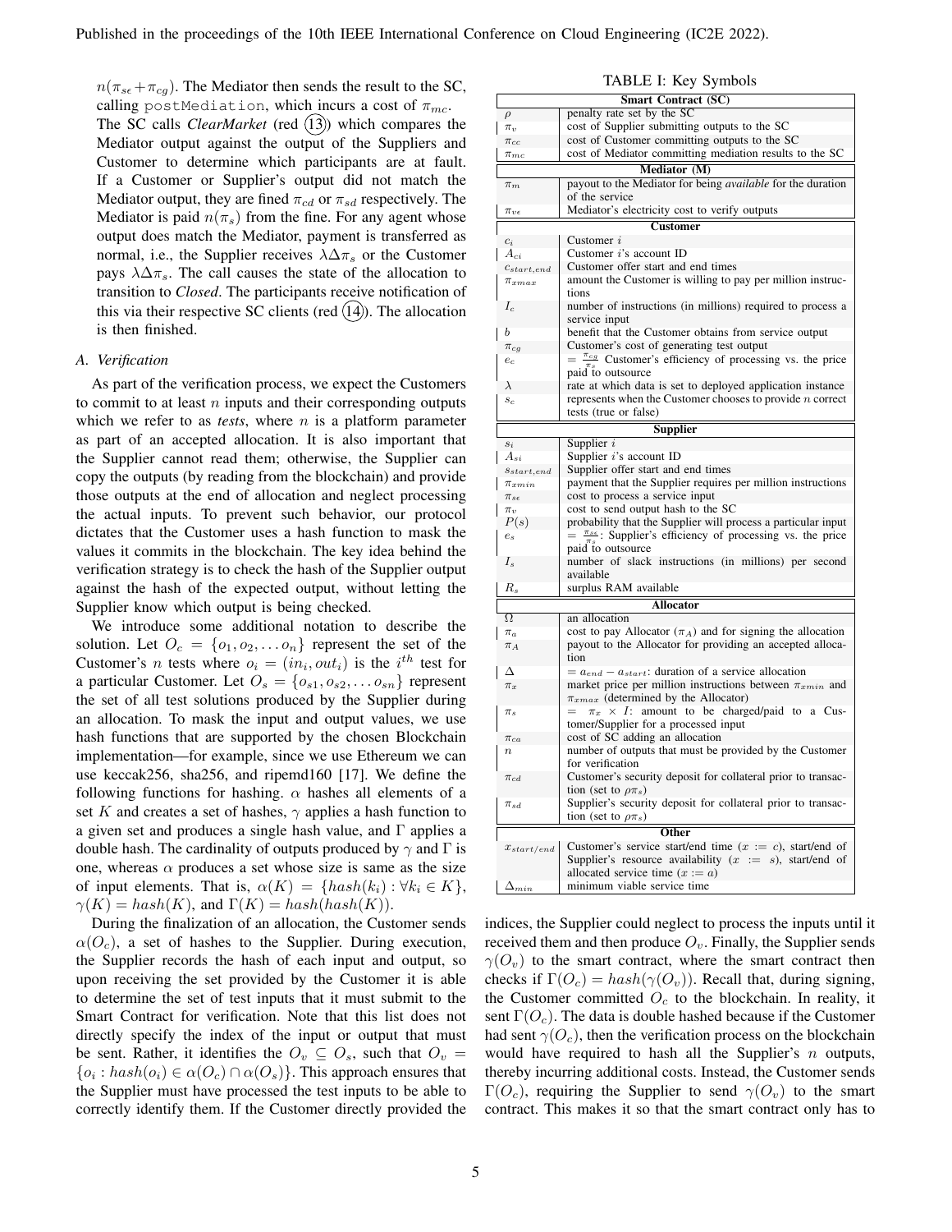$n(\pi_{s\epsilon}+\pi_{cg})$. The Mediator then sends the result to the SC, calling `postMediation`, which incurs a cost of $\pi_{mc}$. The SC calls *ClearMarket* (red (13)) which compares the Mediator output against the output of the Suppliers and Customer to determine which participants are at fault. If a Customer or Supplier's output did not match the Mediator output, they are fined $\pi_{cd}$ or $\pi_{sd}$ respectively. The Mediator is paid $n(\pi_s)$ from the fine. For any agent whose output does match the Mediator, payment is transferred as normal, i.e., the Supplier receives $\lambda\Delta\pi_s$ or the Customer pays $\lambda\Delta\pi_s$. The call causes the state of the allocation to transition to *Closed*. The participants receive notification of this via their respective SC clients (red (14)). The allocation is then finished.

### A. Verification

As part of the verification process, we expect the Customers to commit to at least $n$ inputs and their corresponding outputs which we refer to as *tests*, where $n$ is a platform parameter as part of an accepted allocation. It is also important that the Supplier cannot read them; otherwise, the Supplier can copy the outputs (by reading from the blockchain) and provide those outputs at the end of allocation and neglect processing the actual inputs. To prevent such behavior, our protocol dictates that the Customer uses a hash function to mask the values it commits in the blockchain. The key idea behind the verification strategy is to check the hash of the Supplier output against the hash of the expected output, without letting the Supplier know which output is being checked.

We introduce some additional notation to describe the solution. Let $O_c = \{o_1, o_2, \ldots o_n\}$ represent the set of the Customer's $n$ tests where $o_i = (in_i, out_i)$ is the $i^{th}$ test for a particular Customer. Let $O_s = \{o_{s1}, o_{s2}, \ldots o_{sn}\}$ represent the set of all test solutions produced by the Supplier during an allocation. To mask the input and output values, we use hash functions that are supported by the chosen Blockchain implementation—for example, since we use Ethereum we can use keccak256, sha256, and ripemd160 [17]. We define the following functions for hashing. $\alpha$ hashes all elements of a set $K$ and creates a set of hashes, $\gamma$ applies a hash function to a given set and produces a single hash value, and $\Gamma$ applies a double hash. The cardinality of outputs produced by $\gamma$ and $\Gamma$ is one, whereas $\alpha$ produces a set whose size is same as the size of input elements. That is, $\alpha(K) = \{hash(k_i) : \forall k_i \in K\}$, $\gamma(K) = hash(K)$, and $\Gamma(K) = hash(hash(K))$.

During the finalization of an allocation, the Customer sends $\alpha(O_c)$, a set of hashes to the Supplier. During execution, the Supplier records the hash of each input and output, so upon receiving the set provided by the Customer it is able to determine the set of test inputs that it must submit to the Smart Contract for verification. Note that this list does not directly specify the index of the input or output that must be sent. Rather, it identifies the $O_v \subseteq O_s$, such that $O_v = \{o_i : hash(o_i) \in \alpha(O_c) \cap \alpha(O_s)\}$. This approach ensures that the Supplier must have processed the test inputs to be able to correctly identify them. If the Customer directly provided the indices, the Supplier could neglect to process the inputs until it received them and then produce $O_v$. Finally, the Supplier sends $\gamma(O_v)$ to the smart contract, where the smart contract then checks if $\Gamma(O_c) = hash(\gamma(O_v))$. Recall that, during signing, the Customer committed $O_c$ to the blockchain. In reality, it sent $\Gamma(O_c)$. The data is double hashed because if the Customer had sent $\gamma(O_c)$, then the verification process on the blockchain would have required to hash all the Supplier's $n$ outputs, thereby incurring additional costs. Instead, the Customer sends $\Gamma(O_c)$, requiring the Supplier to send $\gamma(O_v)$ to the smart contract. This makes it so that the smart contract only has to

TABLE I: Key Symbols

| Symbol | Description |
|---|---|
| **Smart Contract (SC)** | |
| $\rho$ | penalty rate set by the SC |
| $\pi_v$ | cost of Supplier submitting outputs to the SC |
| $\pi_{cc}$ | cost of Customer committing outputs to the SC |
| $\pi_{mc}$ | cost of Mediator committing mediation results to the SC |
| **Mediator (M)** | |
| $\pi_m$ | payout to the Mediator for being *available* for the duration of the service |
| $\pi_{ve}$ | Mediator's electricity cost to verify outputs |
| **Customer** | |
| $c_i$ | Customer $i$ |
| $A_{ci}$ | Customer $i$'s account ID |
| $c_{start,end}$ | Customer offer start and end times |
| $\pi_{xmax}$ | amount the Customer is willing to pay per million instructions |
| $I_c$ | number of instructions (in millions) required to process a service input |
| $b$ | benefit that the Customer obtains from service output |
| $\pi_{cg}$ | Customer's cost of generating test output |
| $e_c$ | $= \frac{\pi_{cg}}{\pi_s}$ Customer's efficiency of processing vs. the price paid to outsource |
| $\lambda$ | rate at which data is set to deployed application instance |
| $s_c$ | represents when the Customer chooses to provide $n$ correct tests (true or false) |
| **Supplier** | |
| $s_i$ | Supplier $i$ |
| $A_{si}$ | Supplier $i$'s account ID |
| $s_{start,end}$ | Supplier offer start and end times |
| $\pi_{xmin}$ | payment that the Supplier requires per million instructions |
| $\pi_{s\epsilon}$ | cost to process a service input |
| $\pi_v$ | cost to send output hash to the SC |
| $P(s)$ | probability that the Supplier will process a particular input |
| $e_s$ | $= \frac{\pi_{s\epsilon}}{\pi_s}$: Supplier's efficiency of processing vs. the price paid to outsource |
| $I_s$ | number of slack instructions (in millions) per second available |
| $R_s$ | surplus RAM available |
| **Allocator** | |
| $\Omega$ | an allocation |
| $\pi_a$ | cost to pay Allocator ($\pi_A$) and for signing the allocation |
| $\pi_A$ | payout to the Allocator for providing an accepted allocation |
| $\Delta$ | $= a_{end} - a_{start}$: duration of a service allocation |
| $\pi_x$ | market price per million instructions between $\pi_{xmin}$ and $\pi_{xmax}$ (determined by the Allocator) |
| $\pi_s$ | $= \pi_x \times I$: amount to be charged/paid to a Customer/Supplier for a processed input |
| $\pi_{ca}$ | cost of SC adding an allocation |
| $n$ | number of outputs that must be provided by the Customer for verification |
| $\pi_{cd}$ | Customer's security deposit for collateral prior to transaction (set to $\rho\pi_s$) |
| $\pi_{sd}$ | Supplier's security deposit for collateral prior to transaction (set to $\rho\pi_s$) |
| **Other** | |
| $x_{start/end}$ | Customer's service start/end time ($x := c$), start/end of Supplier's resource availability ($x := s$), start/end of allocated service time ($x := a$) |
| $\Delta_{min}$ | minimum viable service time |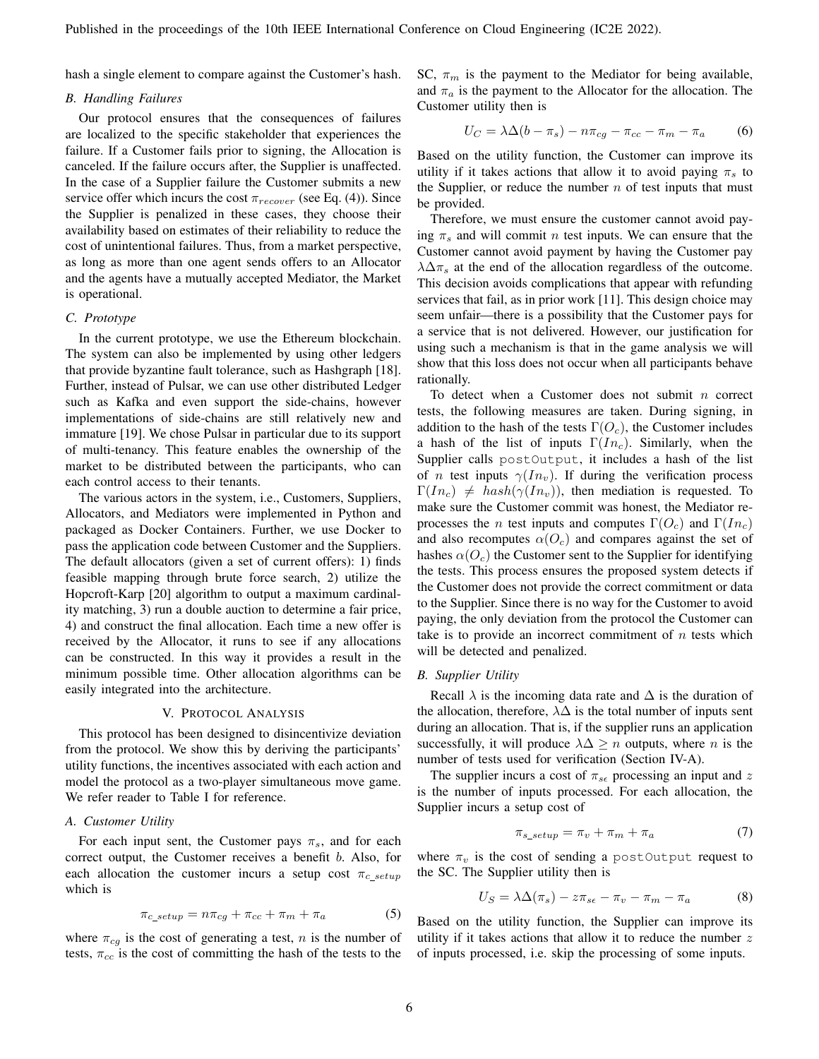hash a single element to compare against the Customer's hash.

### B. Handling Failures

Our protocol ensures that the consequences of failures are localized to the specific stakeholder that experiences the failure. If a Customer fails prior to signing, the Allocation is canceled. If the failure occurs after, the Supplier is unaffected. In the case of a Supplier failure the Customer submits a new service offer which incurs the cost $\pi_{recover}$ (see Eq. (4)). Since the Supplier is penalized in these cases, they choose their availability based on estimates of their reliability to reduce the cost of unintentional failures. Thus, from a market perspective, as long as more than one agent sends offers to an Allocator and the agents have a mutually accepted Mediator, the Market is operational.

### C. Prototype

In the current prototype, we use the Ethereum blockchain. The system can also be implemented by using other ledgers that provide byzantine fault tolerance, such as Hashgraph [18]. Further, instead of Pulsar, we can use other distributed Ledger such as Kafka and even support the side-chains, however implementations of side-chains are still relatively new and immature [19]. We chose Pulsar in particular due to its support of multi-tenancy. This feature enables the ownership of the market to be distributed between the participants, who can each control access to their tenants.

The various actors in the system, i.e., Customers, Suppliers, Allocators, and Mediators were implemented in Python and packaged as Docker Containers. Further, we use Docker to pass the application code between Customer and the Suppliers. The default allocators (given a set of current offers): 1) finds feasible mapping through brute force search, 2) utilize the Hopcroft-Karp [20] algorithm to output a maximum cardinality matching, 3) run a double auction to determine a fair price, 4) and construct the final allocation. Each time a new offer is received by the Allocator, it runs to see if any allocations can be constructed. In this way it provides a result in the minimum possible time. Other allocation algorithms can be easily integrated into the architecture.

## V. Protocol Analysis

This protocol has been designed to disincentivize deviation from the protocol. We show this by deriving the participants' utility functions, the incentives associated with each action and model the protocol as a two-player simultaneous move game. We refer reader to Table I for reference.

### A. Customer Utility

For each input sent, the Customer pays $\pi_s$, and for each correct output, the Customer receives a benefit $b$. Also, for each allocation the customer incurs a setup cost $\pi_{c\_setup}$ which is

$$\pi_{c\_setup} = n\pi_{cg} + \pi_{cc} + \pi_m + \pi_a \tag{5}$$

where $\pi_{cg}$ is the cost of generating a test, $n$ is the number of tests, $\pi_{cc}$ is the cost of committing the hash of the tests to the SC, $\pi_m$ is the payment to the Mediator for being available, and $\pi_a$ is the payment to the Allocator for the allocation. The Customer utility then is

$$U_C = \lambda\Delta(b - \pi_s) - n\pi_{cg} - \pi_{cc} - \pi_m - \pi_a \tag{6}$$

Based on the utility function, the Customer can improve its utility if it takes actions that allow it to avoid paying $\pi_s$ to the Supplier, or reduce the number $n$ of test inputs that must be provided.

Therefore, we must ensure the customer cannot avoid paying $\pi_s$ and will commit $n$ test inputs. We can ensure that the Customer cannot avoid payment by having the Customer pay $\lambda\Delta\pi_s$ at the end of the allocation regardless of the outcome. This decision avoids complications that appear with refunding services that fail, as in prior work [11]. This design choice may seem unfair—there is a possibility that the Customer pays for a service that is not delivered. However, our justification for using such a mechanism is that in the game analysis we will show that this loss does not occur when all participants behave rationally.

To detect when a Customer does not submit $n$ correct tests, the following measures are taken. During signing, in addition to the hash of the tests $\Gamma(O_c)$, the Customer includes a hash of the list of inputs $\Gamma(In_c)$. Similarly, when the Supplier calls `postOutput`, it includes a hash of the list of $n$ test inputs $\gamma(In_v)$. If during the verification process $\Gamma(In_c) \neq hash(\gamma(In_v))$, then mediation is requested. To make sure the Customer commit was honest, the Mediator reprocesses the $n$ test inputs and computes $\Gamma(O_c)$ and $\Gamma(In_c)$ and also recomputes $\alpha(O_c)$ and compares against the set of hashes $\alpha(O_c)$ the Customer sent to the Supplier for identifying the tests. This process ensures the proposed system detects if the Customer does not provide the correct commitment or data to the Supplier. Since there is no way for the Customer to avoid paying, the only deviation from the protocol the Customer can take is to provide an incorrect commitment of $n$ tests which will be detected and penalized.

### B. Supplier Utility

Recall $\lambda$ is the incoming data rate and $\Delta$ is the duration of the allocation, therefore, $\lambda\Delta$ is the total number of inputs sent during an allocation. That is, if the supplier runs an application successfully, it will produce $\lambda\Delta \geq n$ outputs, where $n$ is the number of tests used for verification (Section IV-A).

The supplier incurs a cost of $\pi_{s\epsilon}$ processing an input and $z$ is the number of inputs processed. For each allocation, the Supplier incurs a setup cost of

$$\pi_{s\_setup} = \pi_v + \pi_m + \pi_a \tag{7}$$

where $\pi_v$ is the cost of sending a `postOutput` request to the SC. The Supplier utility then is

$$U_S = \lambda\Delta(\pi_s) - z\pi_{s\epsilon} - \pi_v - \pi_m - \pi_a \tag{8}$$

Based on the utility function, the Supplier can improve its utility if it takes actions that allow it to reduce the number $z$ of inputs processed, i.e. skip the processing of some inputs.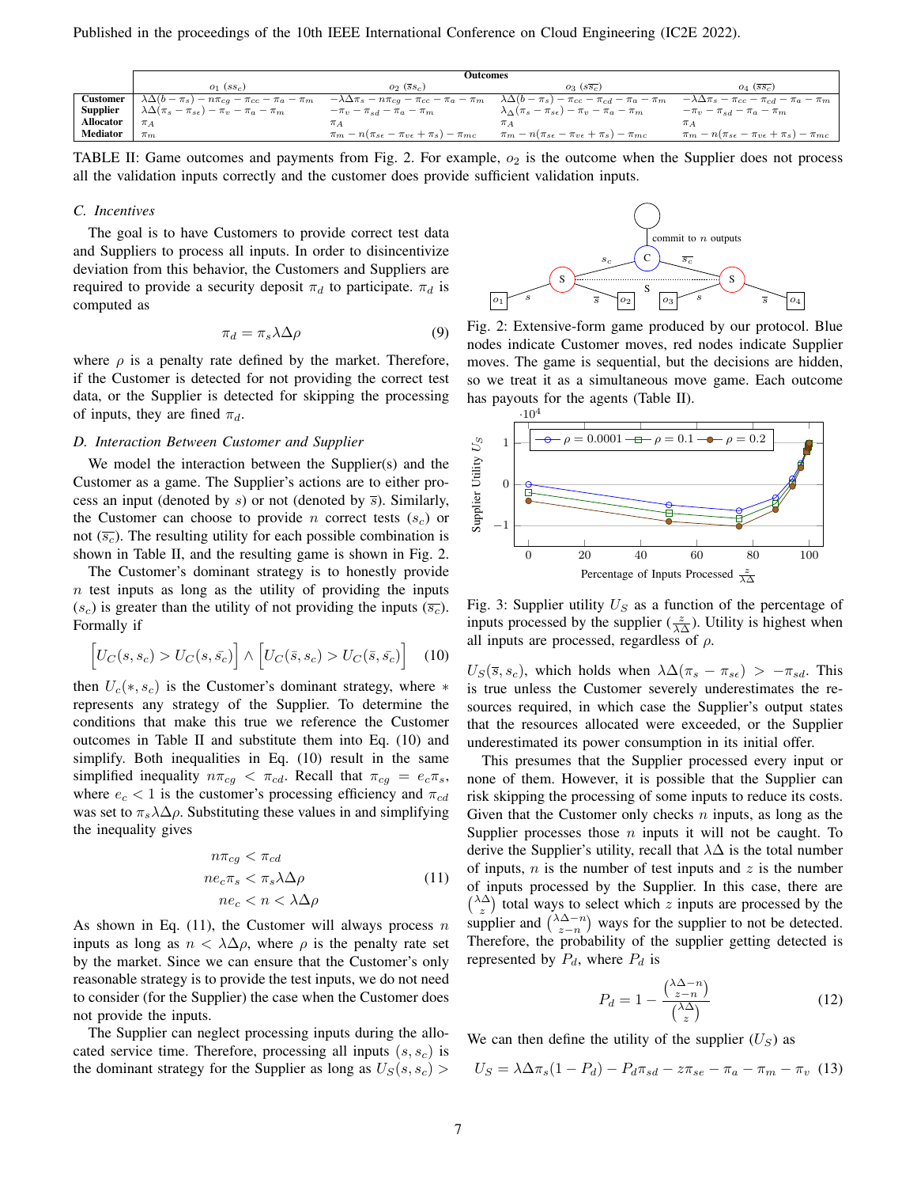| | Outcomes | | | |
|---|---|---|---|---|
| | $o_1$ ($ss_c$) | $o_2$ ($\overline{s}s_c$) | $o_3$ ($s\overline{s_c}$) | $o_4$ ($\overline{s}\overline{s_c}$) |
| **Customer** | $\lambda\Delta(b-\pi_s) - n\pi_{cg} - \pi_{cc} - \pi_a - \pi_m$ | $-\lambda\Delta\pi_s - n\pi_{cg} - \pi_{cc} - \pi_a - \pi_m$ | $\lambda\Delta(b-\pi_s) - \pi_{cc} - \pi_{cd} - \pi_a - \pi_m$ | $-\lambda\Delta\pi_s - \pi_{cc} - \pi_{cd} - \pi_a - \pi_m$ |
| **Supplier** | $\lambda\Delta(\pi_s - \pi_{s\epsilon}) - \pi_v - \pi_a - \pi_m$ | $-\pi_v - \pi_{sd} - \pi_a - \pi_m$ | $\lambda_\Delta(\pi_s - \pi_{s\epsilon}) - \pi_v - \pi_a - \pi_m$ | $-\pi_v - \pi_{sd} - \pi_a - \pi_m$ |
| **Allocator** | $\pi_A$ | $\pi_A$ | $\pi_A$ | $\pi_A$ |
| **Mediator** | $\pi_m$ | $\pi_m - n(\pi_{s\epsilon} - \pi_{v\epsilon} + \pi_s) - \pi_{mc}$ | $\pi_m - n(\pi_{s\epsilon} - \pi_{v\epsilon} + \pi_s) - \pi_{mc}$ | $\pi_m - n(\pi_{s\epsilon} - \pi_{v\epsilon} + \pi_s) - \pi_{mc}$ |

TABLE II: Game outcomes and payments from Fig. 2. For example, $o_2$ is the outcome when the Supplier does not process all the validation inputs correctly and the customer does provide sufficient validation inputs.

### C. Incentives

The goal is to have Customers to provide correct test data and Suppliers to process all inputs. In order to disincentivize deviation from this behavior, the Customers and Suppliers are required to provide a security deposit $\pi_d$ to participate. $\pi_d$ is computed as

$$\pi_d = \pi_s \lambda\Delta\rho \tag{9}$$

where $\rho$ is a penalty rate defined by the market. Therefore, if the Customer is detected for not providing the correct test data, or the Supplier is detected for skipping the processing of inputs, they are fined $\pi_d$.

### D. Interaction Between Customer and Supplier

We model the interaction between the Supplier(s) and the Customer as a game. The Supplier's actions are to either process an input (denoted by $s$) or not (denoted by $\overline{s}$). Similarly, the Customer can choose to provide $n$ correct tests ($s_c$) or not ($\overline{s_c}$). The resulting utility for each possible combination is shown in Table II, and the resulting game is shown in Fig. 2.

The Customer's dominant strategy is to honestly provide $n$ test inputs as long as the utility of providing the inputs ($s_c$) is greater than the utility of not providing the inputs ($\overline{s_c}$). Formally if

$$\Big[U_C(s, s_c) > U_C(s, \bar{s_c})\Big] \wedge \Big[U_C(\bar{s}, s_c) > U_C(\bar{s}, \bar{s_c})\Big] \tag{10}$$

then $U_c(*, s_c)$ is the Customer's dominant strategy, where $*$ represents any strategy of the Supplier. To determine the conditions that make this true we reference the Customer outcomes in Table II and substitute them into Eq. (10) and simplify. Both inequalities in Eq. (10) result in the same simplified inequality $n\pi_{cg} < \pi_{cd}$. Recall that $\pi_{cg} = e_c\pi_s$, where $e_c < 1$ is the customer's processing efficiency and $\pi_{cd}$ was set to $\pi_s\lambda\Delta\rho$. Substituting these values in and simplifying the inequality gives

$$\begin{aligned} n\pi_{cg} &< \pi_{cd} \\ ne_c\pi_s &< \pi_s\lambda\Delta\rho \\ ne_c < n &< \lambda\Delta\rho \end{aligned} \tag{11}$$

As shown in Eq. (11), the Customer will always process $n$ inputs as long as $n < \lambda\Delta\rho$, where $\rho$ is the penalty rate set by the market. Since we can ensure that the Customer's only reasonable strategy is to provide the test inputs, we do not need to consider (for the Supplier) the case when the Customer does not provide the inputs.

The Supplier can neglect processing inputs during the allocated service time. Therefore, processing all inputs $(s, s_c)$ is the dominant strategy for the Supplier as long as $U_S(s, s_c) > U_S(\overline{s}, s_c)$, which holds when $\lambda\Delta(\pi_s - \pi_{s\epsilon}) > -\pi_{sd}$. This is true unless the Customer severely underestimates the resources required, in which case the Supplier's output states that the resources allocated were exceeded, or the Supplier underestimated its power consumption in its initial offer.

This presumes that the Supplier processed every input or none of them. However, it is possible that the Supplier can risk skipping the processing of some inputs to reduce its costs. Given that the Customer only checks $n$ inputs, as long as the Supplier processes those $n$ inputs it will not be caught. To derive the Supplier's utility, recall that $\lambda\Delta$ is the total number of inputs, $n$ is the number of test inputs and $z$ is the number of inputs processed by the Supplier. In this case, there are $\binom{\lambda\Delta}{z}$ total ways to select which $z$ inputs are processed by the supplier and $\binom{\lambda\Delta - n}{z-n}$ ways for the supplier to not be detected. Therefore, the probability of the supplier getting detected is represented by $P_d$, where $P_d$ is

$$P_d = 1 - \frac{\binom{\lambda\Delta - n}{z-n}}{\binom{\lambda\Delta}{z}} \tag{12}$$

We can then define the utility of the supplier ($U_S$) as

$$U_S = \lambda\Delta\pi_s(1 - P_d) - P_d\pi_{sd} - z\pi_{se} - \pi_a - \pi_m - \pi_v \tag{13}$$

Fig. 2: Extensive-form game produced by our protocol. Blue nodes indicate Customer moves, red nodes indicate Supplier moves. The game is sequential, but the decisions are hidden, so we treat it as a simultaneous move game. Each outcome has payouts for the agents (Table II).

Fig. 3: Supplier utility $U_S$ as a function of the percentage of inputs processed by the supplier ($\frac{z}{\lambda\Delta}$). Utility is highest when all inputs are processed, regardless of $\rho$.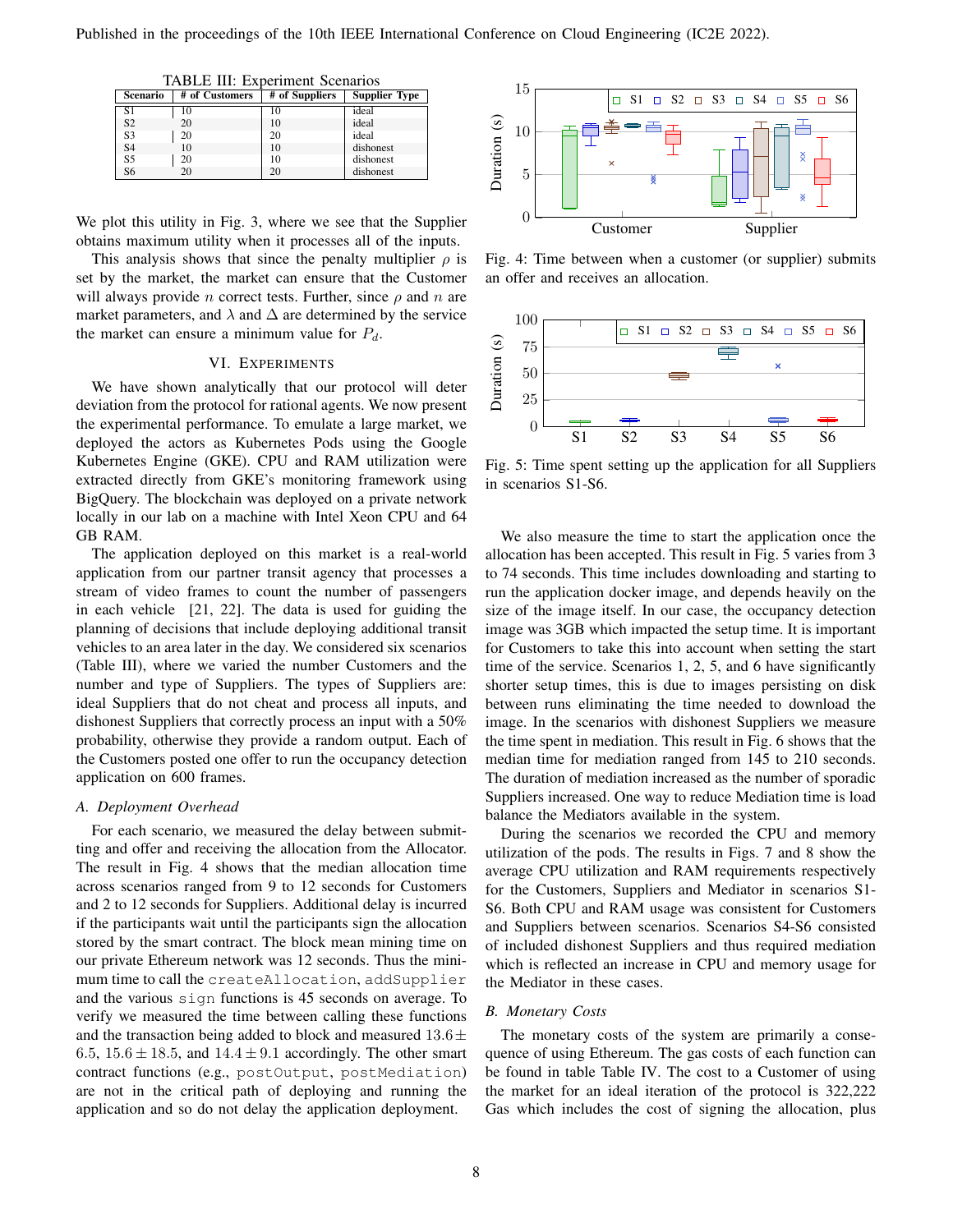TABLE III: Experiment Scenarios

| Scenario | # of Customers | # of Suppliers | Supplier Type |
|---|---|---|---|
| S1 | 10 | 10 | ideal |
| S2 | 20 | 10 | ideal |
| S3 | 20 | 20 | ideal |
| S4 | 10 | 10 | dishonest |
| S5 | 20 | 10 | dishonest |
| S6 | 20 | 20 | dishonest |

We plot this utility in Fig. 3, where we see that the Supplier obtains maximum utility when it processes all of the inputs.

This analysis shows that since the penalty multiplier $\rho$ is set by the market, the market can ensure that the Customer will always provide $n$ correct tests. Further, since $\rho$ and $n$ are market parameters, and $\lambda$ and $\Delta$ are determined by the service the market can ensure a minimum value for $P_d$.

## VI. Experiments

We have shown analytically that our protocol will deter deviation from the protocol for rational agents. We now present the experimental performance. To emulate a large market, we deployed the actors as Kubernetes Pods using the Google Kubernetes Engine (GKE). CPU and RAM utilization were extracted directly from GKE's monitoring framework using BigQuery. The blockchain was deployed on a private network locally in our lab on a machine with Intel Xeon CPU and 64 GB RAM.

The application deployed on this market is a real-world application from our partner transit agency that processes a stream of video frames to count the number of passengers in each vehicle [21, 22]. The data is used for guiding the planning of decisions that include deploying additional transit vehicles to an area later in the day. We considered six scenarios (Table III), where we varied the number Customers and the number and type of Suppliers. The types of Suppliers are: ideal Suppliers that do not cheat and process all inputs, and dishonest Suppliers that correctly process an input with a 50% probability, otherwise they provide a random output. Each of the Customers posted one offer to run the occupancy detection application on 600 frames.

### A. Deployment Overhead

For each scenario, we measured the delay between submitting and offer and receiving the allocation from the Allocator. The result in Fig. 4 shows that the median allocation time across scenarios ranged from 9 to 12 seconds for Customers and 2 to 12 seconds for Suppliers. Additional delay is incurred if the participants wait until the participants sign the allocation stored by the smart contract. The block mean mining time on our private Ethereum network was 12 seconds. Thus the minimum time to call the `createAllocation`, `addSupplier` and the various `sign` functions is 45 seconds on average. To verify we measured the time between calling these functions and the transaction being added to block and measured $13.6 \pm 6.5$, $15.6 \pm 18.5$, and $14.4 \pm 9.1$ accordingly. The other smart contract functions (e.g., `postOutput`, `postMediation`) are not in the critical path of deploying and running the application and so do not delay the application deployment.

Fig. 4: Time between when a customer (or supplier) submits an offer and receives an allocation.

Fig. 5: Time spent setting up the application for all Suppliers in scenarios S1-S6.

We also measure the time to start the application once the allocation has been accepted. This result in Fig. 5 varies from 3 to 74 seconds. This time includes downloading and starting to run the application docker image, and depends heavily on the size of the image itself. In our case, the occupancy detection image was 3GB which impacted the setup time. It is important for Customers to take this into account when setting the start time of the service. Scenarios 1, 2, 5, and 6 have significantly shorter setup times, this is due to images persisting on disk between runs eliminating the time needed to download the image. In the scenarios with dishonest Suppliers we measure the time spent in mediation. This result in Fig. 6 shows that the median time for mediation ranged from 145 to 210 seconds. The duration of mediation increased as the number of sporadic Suppliers increased. One way to reduce Mediation time is load balance the Mediators available in the system.

During the scenarios we recorded the CPU and memory utilization of the pods. The results in Figs. 7 and 8 show the average CPU utilization and RAM requirements respectively for the Customers, Suppliers and Mediator in scenarios S1-S6. Both CPU and RAM usage was consistent for Customers and Suppliers between scenarios. Scenarios S4-S6 consisted of included dishonest Suppliers and thus required mediation which is reflected an increase in CPU and memory usage for the Mediator in these cases.

### B. Monetary Costs

The monetary costs of the system are primarily a consequence of using Ethereum. The gas costs of each function can be found in table Table IV. The cost to a Customer of using the market for an ideal iteration of the protocol is 322,222 Gas which includes the cost of signing the allocation, plus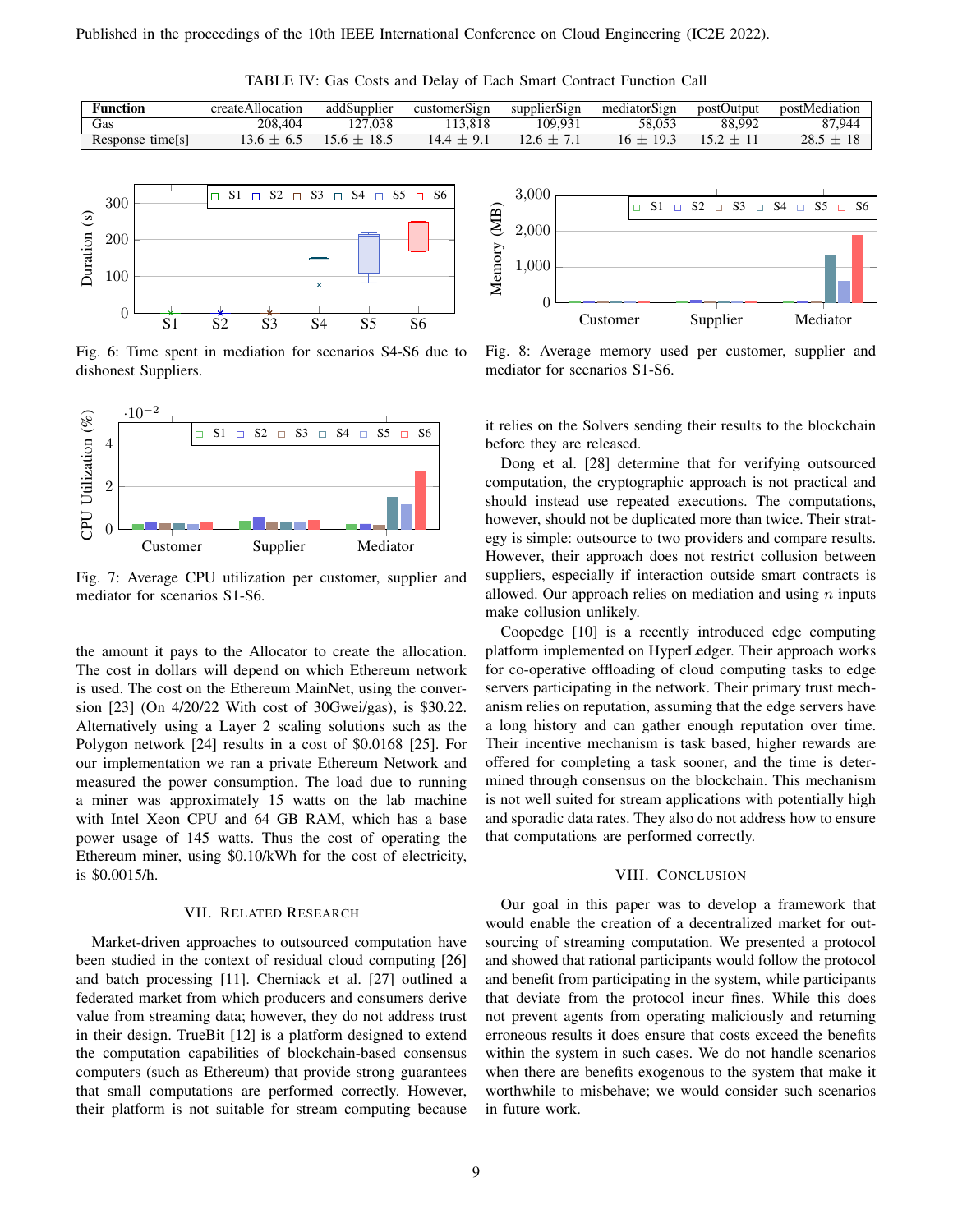Published in the proceedings of the 10th IEEE International Conference on Cloud Engineering (IC2E 2022).

TABLE IV: Gas Costs and Delay of Each Smart Contract Function Call

| Function | createAllocation | addSupplier | customerSign | supplierSign | mediatorSign | postOutput | postMediation |
|---|---|---|---|---|---|---|---|
| Gas | 208,404 | 127,038 | 113,818 | 109,931 | 58,053 | 88,992 | 87,944 |
| Response time[s] | 13.6 ± 6.5 | 15.6 ± 18.5 | 14.4 ± 9.1 | 12.6 ± 7.1 | 16 ± 19.3 | 15.2 ± 11 | 28.5 ± 18 |

Fig. 6: Time spent in mediation for scenarios S4-S6 due to dishonest Suppliers.

Fig. 7: Average CPU utilization per customer, supplier and mediator for scenarios S1-S6.

Fig. 8: Average memory used per customer, supplier and mediator for scenarios S1-S6.

the amount it pays to the Allocator to create the allocation. The cost in dollars will depend on which Ethereum network is used. The cost on the Ethereum MainNet, using the conversion [23] (On 4/20/22 With cost of 30Gwei/gas), is $30.22. Alternatively using a Layer 2 scaling solutions such as the Polygon network [24] results in a cost of $0.0168 [25]. For our implementation we ran a private Ethereum Network and measured the power consumption. The load due to running a miner was approximately 15 watts on the lab machine with Intel Xeon CPU and 64 GB RAM, which has a base power usage of 145 watts. Thus the cost of operating the Ethereum miner, using $0.10/kWh for the cost of electricity, is $0.0015/h.

## VII. Related Research

Market-driven approaches to outsourced computation have been studied in the context of residual cloud computing [26] and batch processing [11]. Cherniack et al. [27] outlined a federated market from which producers and consumers derive value from streaming data; however, they do not address trust in their design. TrueBit [12] is a platform designed to extend the computation capabilities of blockchain-based consensus computers (such as Ethereum) that provide strong guarantees that small computations are performed correctly. However, their platform is not suitable for stream computing because it relies on the Solvers sending their results to the blockchain before they are released.

Dong et al. [28] determine that for verifying outsourced computation, the cryptographic approach is not practical and should instead use repeated executions. The computations, however, should not be duplicated more than twice. Their strategy is simple: outsource to two providers and compare results. However, their approach does not restrict collusion between suppliers, especially if interaction outside smart contracts is allowed. Our approach relies on mediation and using $n$ inputs make collusion unlikely.

Coopedge [10] is a recently introduced edge computing platform implemented on HyperLedger. Their approach works for co-operative offloading of cloud computing tasks to edge servers participating in the network. Their primary trust mechanism relies on reputation, assuming that the edge servers have a long history and can gather enough reputation over time. Their incentive mechanism is task based, higher rewards are offered for completing a task sooner, and the time is determined through consensus on the blockchain. This mechanism is not well suited for stream applications with potentially high and sporadic data rates. They also do not address how to ensure that computations are performed correctly.

## VIII. Conclusion

Our goal in this paper was to develop a framework that would enable the creation of a decentralized market for outsourcing of streaming computation. We presented a protocol and showed that rational participants would follow the protocol and benefit from participating in the system, while participants that deviate from the protocol incur fines. While this does not prevent agents from operating maliciously and returning erroneous results it does ensure that costs exceed the benefits within the system in such cases. We do not handle scenarios when there are benefits exogenous to the system that make it worthwhile to misbehave; we would consider such scenarios in future work.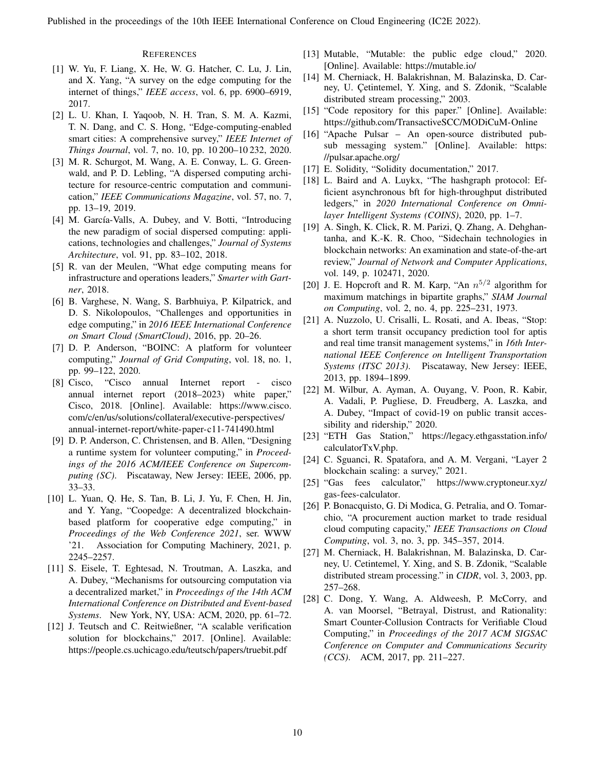## References

[1] W. Yu, F. Liang, X. He, W. G. Hatcher, C. Lu, J. Lin, and X. Yang, "A survey on the edge computing for the internet of things," *IEEE access*, vol. 6, pp. 6900–6919, 2017.

[2] L. U. Khan, I. Yaqoob, N. H. Tran, S. M. A. Kazmi, T. N. Dang, and C. S. Hong, "Edge-computing-enabled smart cities: A comprehensive survey," *IEEE Internet of Things Journal*, vol. 7, no. 10, pp. 10 200–10 232, 2020.

[3] M. R. Schurgot, M. Wang, A. E. Conway, L. G. Greenwald, and P. D. Lebling, "A dispersed computing architecture for resource-centric computation and communication," *IEEE Communications Magazine*, vol. 57, no. 7, pp. 13–19, 2019.

[4] M. García-Valls, A. Dubey, and V. Botti, "Introducing the new paradigm of social dispersed computing: applications, technologies and challenges," *Journal of Systems Architecture*, vol. 91, pp. 83–102, 2018.

[5] R. van der Meulen, "What edge computing means for infrastructure and operations leaders," *Smarter with Gartner*, 2018.

[6] B. Varghese, N. Wang, S. Barbhuiya, P. Kilpatrick, and D. S. Nikolopoulos, "Challenges and opportunities in edge computing," in *2016 IEEE International Conference on Smart Cloud (SmartCloud)*, 2016, pp. 20–26.

[7] D. P. Anderson, "BOINC: A platform for volunteer computing," *Journal of Grid Computing*, vol. 18, no. 1, pp. 99–122, 2020.

[8] Cisco, "Cisco annual Internet report - cisco annual internet report (2018–2023) white paper," Cisco, 2018. [Online]. Available: https://www.cisco.com/c/en/us/solutions/collateral/executive-perspectives/annual-internet-report/white-paper-c11-741490.html

[9] D. P. Anderson, C. Christensen, and B. Allen, "Designing a runtime system for volunteer computing," in *Proceedings of the 2016 ACM/IEEE Conference on Supercomputing (SC)*. Piscataway, New Jersey: IEEE, 2006, pp. 33–33.

[10] L. Yuan, Q. He, S. Tan, B. Li, J. Yu, F. Chen, H. Jin, and Y. Yang, "Coopedge: A decentralized blockchain-based platform for cooperative edge computing," in *Proceedings of the Web Conference 2021*, ser. WWW '21. Association for Computing Machinery, 2021, p. 2245–2257.

[11] S. Eisele, T. Eghtesad, N. Troutman, A. Laszka, and A. Dubey, "Mechanisms for outsourcing computation via a decentralized market," in *Proceedings of the 14th ACM International Conference on Distributed and Event-based Systems*. New York, NY, USA: ACM, 2020, pp. 61–72.

[12] J. Teutsch and C. Reitwießner, "A scalable verification solution for blockchains," 2017. [Online]. Available: https://people.cs.uchicago.edu/teutsch/papers/truebit.pdf

[13] Mutable, "Mutable: the public edge cloud," 2020. [Online]. Available: https://mutable.io/

[14] M. Cherniack, H. Balakrishnan, M. Balazinska, D. Carney, U. Çetintemel, Y. Xing, and S. Zdonik, "Scalable distributed stream processing," 2003.

[15] "Code repository for this paper." [Online]. Available: https://github.com/TransactiveSCC/MODiCuM-Online

[16] "Apache Pulsar – An open-source distributed pub-sub messaging system." [Online]. Available: https://pulsar.apache.org/

[17] E. Solidity, "Solidity documentation," 2017.

[18] L. Baird and A. Luykx, "The hashgraph protocol: Efficient asynchronous bft for high-throughput distributed ledgers," in *2020 International Conference on Omni-layer Intelligent Systems (COINS)*, 2020, pp. 1–7.

[19] A. Singh, K. Click, R. M. Parizi, Q. Zhang, A. Dehghantanha, and K.-K. R. Choo, "Sidechain technologies in blockchain networks: An examination and state-of-the-art review," *Journal of Network and Computer Applications*, vol. 149, p. 102471, 2020.

[20] J. E. Hopcroft and R. M. Karp, "An $n^{5/2}$ algorithm for maximum matchings in bipartite graphs," *SIAM Journal on Computing*, vol. 2, no. 4, pp. 225–231, 1973.

[21] A. Nuzzolo, U. Crisalli, L. Rosati, and A. Ibeas, "Stop: a short term transit occupancy prediction tool for aptis and real time transit management systems," in *16th International IEEE Conference on Intelligent Transportation Systems (ITSC 2013)*. Piscataway, New Jersey: IEEE, 2013, pp. 1894–1899.

[22] M. Wilbur, A. Ayman, A. Ouyang, V. Poon, R. Kabir, A. Vadali, P. Pugliese, D. Freudberg, A. Laszka, and A. Dubey, "Impact of covid-19 on public transit accessibility and ridership," 2020.

[23] "ETH Gas Station," https://legacy.ethgasstation.info/calculatorTxV.php.

[24] C. Sguanci, R. Spatafora, and A. M. Vergani, "Layer 2 blockchain scaling: a survey," 2021.

[25] "Gas fees calculator," https://www.cryptoneur.xyz/gas-fees-calculator.

[26] P. Bonacquisto, G. Di Modica, G. Petralia, and O. Tomarchio, "A procurement auction market to trade residual cloud computing capacity," *IEEE Transactions on Cloud Computing*, vol. 3, no. 3, pp. 345–357, 2014.

[27] M. Cherniack, H. Balakrishnan, M. Balazinska, D. Carney, U. Cetintemel, Y. Xing, and S. B. Zdonik, "Scalable distributed stream processing." in *CIDR*, vol. 3, 2003, pp. 257–268.

[28] C. Dong, Y. Wang, A. Aldweesh, P. McCorry, and A. van Moorsel, "Betrayal, Distrust, and Rationality: Smart Counter-Collusion Contracts for Verifiable Cloud Computing," in *Proceedings of the 2017 ACM SIGSAC Conference on Computer and Communications Security (CCS)*. ACM, 2017, pp. 211–227.